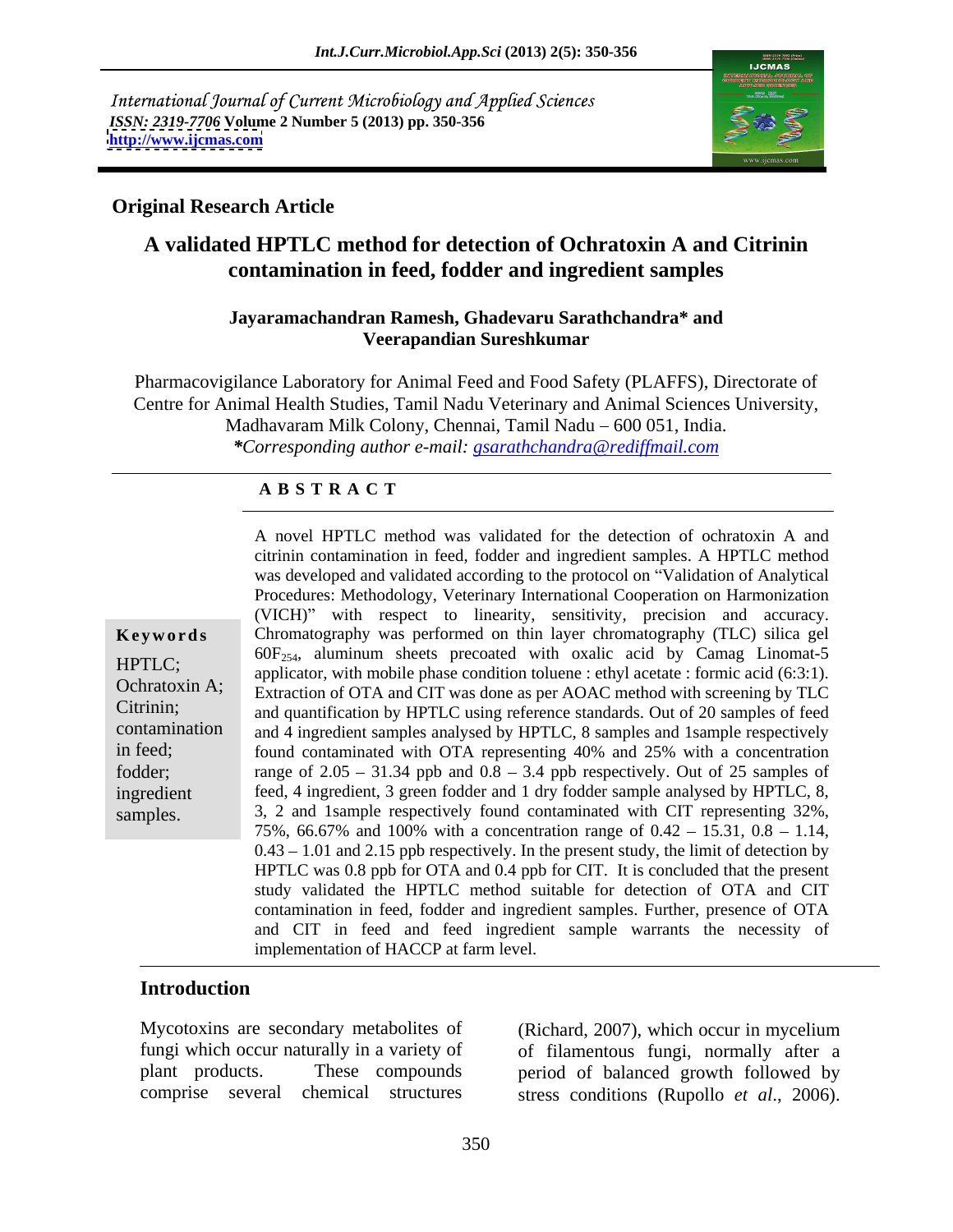International Journal of Current Microbiology and Applied Sciences
*ISSN: 2319-7706* **Volume 2 Number 5 (2013) pp. 350-356**
**http://www.ijcmas.com**

## Original Research Article

# A validated HPTLC method for detection of Ochratoxin A and Citrinin contamination in feed, fodder and ingredient samples

**Jayaramachandran Ramesh, Ghadevaru Sarathchandra\* and Veerapandian Sureshkumar**

Pharmacovigilance Laboratory for Animal Feed and Food Safety (PLAFFS), Directorate of Centre for Animal Health Studies, Tamil Nadu Veterinary and Animal Sciences University, Madhavaram Milk Colony, Chennai, Tamil Nadu – 600 051, India.
*\*Corresponding author e-mail: gsarathchandra@rediffmail.com*

## A B S T R A C T

**Keywords**

HPTLC; Ochratoxin A; Citrinin; contamination in feed; fodder; ingredient samples.

A novel HPTLC method was validated for the detection of ochratoxin A and citrinin contamination in feed, fodder and ingredient samples. A HPTLC method was developed and validated according to the protocol on "Validation of Analytical Procedures: Methodology, Veterinary International Cooperation on Harmonization (VICH)" with respect to linearity, sensitivity, precision and accuracy. Chromatography was performed on thin layer chromatography (TLC) silica gel $60F_{254}$, aluminum sheets precoated with oxalic acid by Camag Linomat-5 applicator, with mobile phase condition toluene : ethyl acetate : formic acid (6:3:1). Extraction of OTA and CIT was done as per AOAC method with screening by TLC and quantification by HPTLC using reference standards. Out of 20 samples of feed and 4 ingredient samples analysed by HPTLC, 8 samples and 1sample respectively found contaminated with OTA representing 40% and 25% with a concentration range of 2.05 – 31.34 ppb and 0.8 – 3.4 ppb respectively. Out of 25 samples of feed, 4 ingredient, 3 green fodder and 1 dry fodder sample analysed by HPTLC, 8, 3, 2 and 1sample respectively found contaminated with CIT representing 32%, 75%, 66.67% and 100% with a concentration range of 0.42 – 15.31, 0.8 – 1.14, 0.43 – 1.01 and 2.15 ppb respectively. In the present study, the limit of detection by HPTLC was 0.8 ppb for OTA and 0.4 ppb for CIT. It is concluded that the present study validated the HPTLC method suitable for detection of OTA and CIT contamination in feed, fodder and ingredient samples. Further, presence of OTA and CIT in feed and feed ingredient sample warrants the necessity of implementation of HACCP at farm level.

## Introduction

Mycotoxins are secondary metabolites of fungi which occur naturally in a variety of plant products. These compounds comprise several chemical structures (Richard, 2007), which occur in mycelium of filamentous fungi, normally after a period of balanced growth followed by stress conditions (Rupollo *et al*., 2006).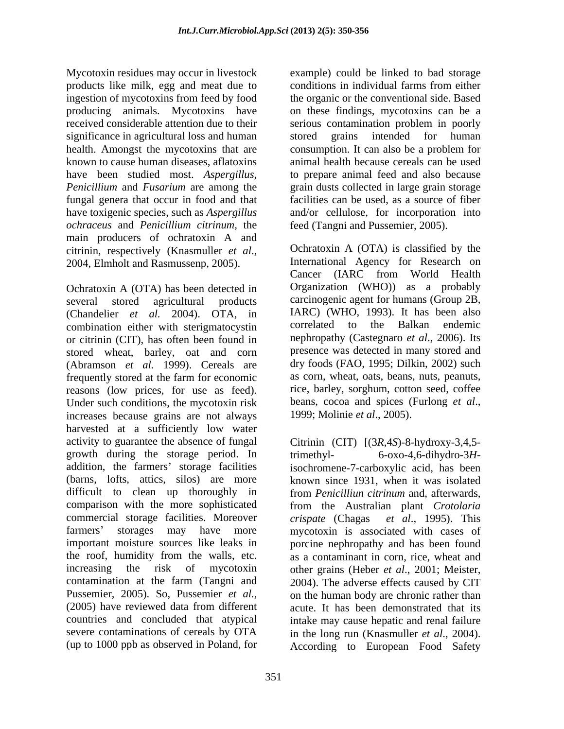Mycotoxin residues may occur in livestock products like milk, egg and meat due to ingestion of mycotoxins from feed by food producing animals. Mycotoxins have received considerable attention due to their significance in agricultural loss and human health. Amongst the mycotoxins that are known to cause human diseases, aflatoxins have been studied most. *Aspergillus*, *Penicillium* and *Fusarium* are among the fungal genera that occur in food and that have toxigenic species, such as *Aspergillus ochraceus* and *Penicillium citrinum*, the main producers of ochratoxin A and citrinin, respectively (Knasmuller *et al*., 2004, Elmholt and Rasmussenp, 2005).

Ochratoxin A (OTA) has been detected in several stored agricultural products (Chandelier *et al.* 2004). OTA, in combination either with sterigmatocystin or citrinin (CIT), has often been found in stored wheat, barley, oat and corn (Abramson *et al.* 1999). Cereals are frequently stored at the farm for economic reasons (low prices, for use as feed). Under such conditions, the mycotoxin risk increases because grains are not always harvested at a sufficiently low water activity to guarantee the absence of fungal growth during the storage period. In addition, the farmers' storage facilities (barns, lofts, attics, silos) are more difficult to clean up thoroughly in comparison with the more sophisticated commercial storage facilities. Moreover farmers' storages may have more important moisture sources like leaks in the roof, humidity from the walls, etc. increasing the risk of mycotoxin contamination at the farm (Tangni and Pussemier, 2005). So, Pussemier *et al.,* (2005) have reviewed data from different countries and concluded that atypical severe contaminations of cereals by OTA (up to 1000 ppb as observed in Poland, for example) could be linked to bad storage conditions in individual farms from either the organic or the conventional side. Based on these findings, mycotoxins can be a serious contamination problem in poorly stored grains intended for human consumption. It can also be a problem for animal health because cereals can be used to prepare animal feed and also because grain dusts collected in large grain storage facilities can be used, as a source of fiber and/or cellulose, for incorporation into feed (Tangni and Pussemier, 2005).

Ochratoxin A (OTA) is classified by the International Agency for Research on Cancer (IARC from World Health Organization (WHO)) as a probably carcinogenic agent for humans (Group 2B, IARC) (WHO, 1993). It has been also correlated to the Balkan endemic nephropathy (Castegnaro *et al*., 2006). Its presence was detected in many stored and dry foods (FAO, 1995; Dilkin, 2002) such as corn, wheat, oats, beans, nuts, peanuts, rice, barley, sorghum, cotton seed, coffee beans, cocoa and spices (Furlong *et al*., 1999; Molinie *et al*., 2005).

Citrinin (CIT) [(3*R*,4*S*)-8-hydroxy-3,4,5-trimethyl- 6-oxo-4,6-dihydro-3*H*-isochromene-7-carboxylic acid, has been known since 1931, when it was isolated from *Penicilliun citrinum* and, afterwards, from the Australian plant *Crotolaria crispate* (Chagas *et al*., 1995). This mycotoxin is associated with cases of porcine nephropathy and has been found as a contaminant in corn, rice, wheat and other grains (Heber *et al*., 2001; Meister, 2004). The adverse effects caused by CIT on the human body are chronic rather than acute. It has been demonstrated that its intake may cause hepatic and renal failure in the long run (Knasmuller *et al*., 2004). According to European Food Safety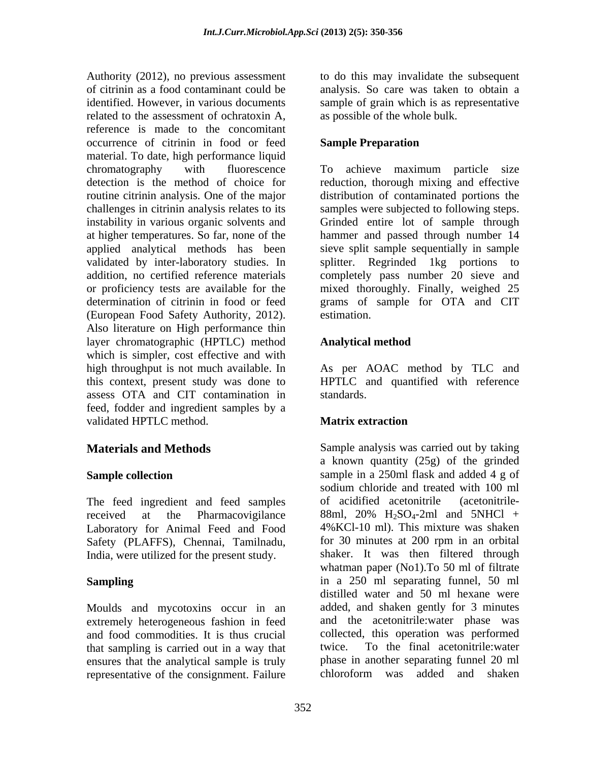Authority (2012), no previous assessment of citrinin as a food contaminant could be identified. However, in various documents related to the assessment of ochratoxin A, reference is made to the concomitant occurrence of citrinin in food or feed material. To date, high performance liquid chromatography with fluorescence detection is the method of choice for routine citrinin analysis. One of the major challenges in citrinin analysis relates to its instability in various organic solvents and at higher temperatures. So far, none of the applied analytical methods has been validated by inter-laboratory studies. In addition, no certified reference materials or proficiency tests are available for the determination of citrinin in food or feed (European Food Safety Authority, 2012). Also literature on High performance thin layer chromatographic (HPTLC) method which is simpler, cost effective and with high throughput is not much available. In this context, present study was done to assess OTA and CIT contamination in feed, fodder and ingredient samples by a validated HPTLC method.

## Materials and Methods

### Sample collection

The feed ingredient and feed samples received at the Pharmacovigilance Laboratory for Animal Feed and Food Safety (PLAFFS), Chennai, Tamilnadu, India, were utilized for the present study.

### Sampling

Moulds and mycotoxins occur in an extremely heterogeneous fashion in feed and food commodities. It is thus crucial that sampling is carried out in a way that ensures that the analytical sample is truly representative of the consignment. Failure to do this may invalidate the subsequent analysis. So care was taken to obtain a sample of grain which is as representative as possible of the whole bulk.

### Sample Preparation

To achieve maximum particle size reduction, thorough mixing and effective distribution of contaminated portions the samples were subjected to following steps. Grinded entire lot of sample through hammer and passed through number 14 sieve split sample sequentially in sample splitter. Regrinded 1kg portions to completely pass number 20 sieve and mixed thoroughly. Finally, weighed 25 grams of sample for OTA and CIT estimation.

### Analytical method

As per AOAC method by TLC and HPTLC and quantified with reference standards.

### Matrix extraction

Sample analysis was carried out by taking a known quantity (25g) of the grinded sample in a 250ml flask and added 4 g of sodium chloride and treated with 100 ml of acidified acetonitrile (acetonitrile-88ml, 20% $H_2SO_4$-2ml and 5NHCl + 4%KCl-10 ml). This mixture was shaken for 30 minutes at 200 rpm in an orbital shaker. It was then filtered through whatman paper (No1).To 50 ml of filtrate in a 250 ml separating funnel, 50 ml distilled water and 50 ml hexane were added, and shaken gently for 3 minutes and the acetonitrile:water phase was collected, this operation was performed twice. To the final acetonitrile:water phase in another separating funnel 20 ml chloroform was added and shaken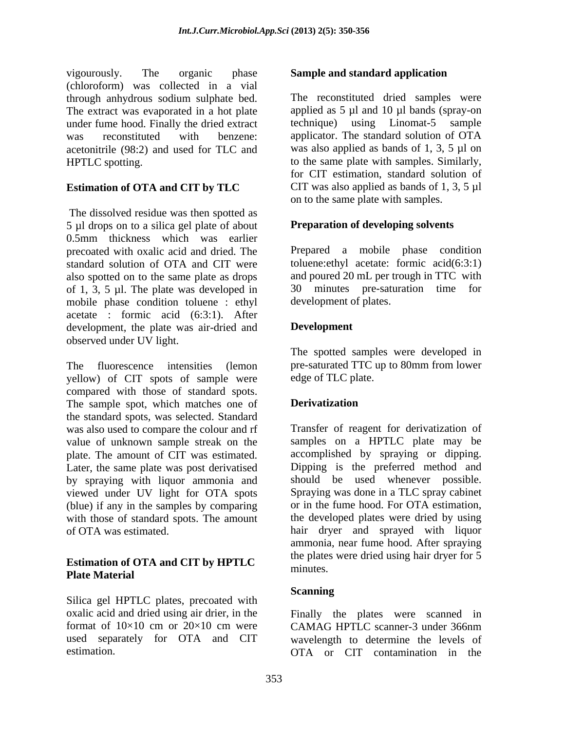vigourously. The organic phase (chloroform) was collected in a vial through anhydrous sodium sulphate bed. The extract was evaporated in a hot plate under fume hood. Finally the dried extract was reconstituted with benzene: acetonitrile (98:2) and used for TLC and HPTLC spotting.

### Estimation of OTA and CIT by TLC

The dissolved residue was then spotted as 5 µl drops on to a silica gel plate of about 0.5mm thickness which was earlier precoated with oxalic acid and dried. The standard solution of OTA and CIT were also spotted on to the same plate as drops of 1, 3, 5 µl. The plate was developed in mobile phase condition toluene : ethyl acetate : formic acid (6:3:1). After development, the plate was air-dried and observed under UV light.

The fluorescence intensities (lemon yellow) of CIT spots of sample were compared with those of standard spots. The sample spot, which matches one of the standard spots, was selected. Standard was also used to compare the colour and rf value of unknown sample streak on the plate. The amount of CIT was estimated. Later, the same plate was post derivatised by spraying with liquor ammonia and viewed under UV light for OTA spots (blue) if any in the samples by comparing with those of standard spots. The amount of OTA was estimated.

### Estimation of OTA and CIT by HPTLC Plate Material

Silica gel HPTLC plates, precoated with oxalic acid and dried using air drier, in the format of 10×10 cm or 20×10 cm were used separately for OTA and CIT estimation.

### Sample and standard application

The reconstituted dried samples were applied as 5 µl and 10 µl bands (spray-on technique) using Linomat-5 sample applicator. The standard solution of OTA was also applied as bands of 1, 3, 5 µl on to the same plate with samples. Similarly, for CIT estimation, standard solution of CIT was also applied as bands of 1, 3, 5 µl on to the same plate with samples.

### Preparation of developing solvents

Prepared a mobile phase condition toluene:ethyl acetate: formic acid(6:3:1) and poured 20 mL per trough in TTC with 30 minutes pre-saturation time for development of plates.

### Development

The spotted samples were developed in pre-saturated TTC up to 80mm from lower edge of TLC plate.

### Derivatization

Transfer of reagent for derivatization of samples on a HPTLC plate may be accomplished by spraying or dipping. Dipping is the preferred method and should be used whenever possible. Spraying was done in a TLC spray cabinet or in the fume hood. For OTA estimation, the developed plates were dried by using hair dryer and sprayed with liquor ammonia, near fume hood. After spraying the plates were dried using hair dryer for 5 minutes.

### Scanning

Finally the plates were scanned in CAMAG HPTLC scanner-3 under 366nm wavelength to determine the levels of OTA or CIT contamination in the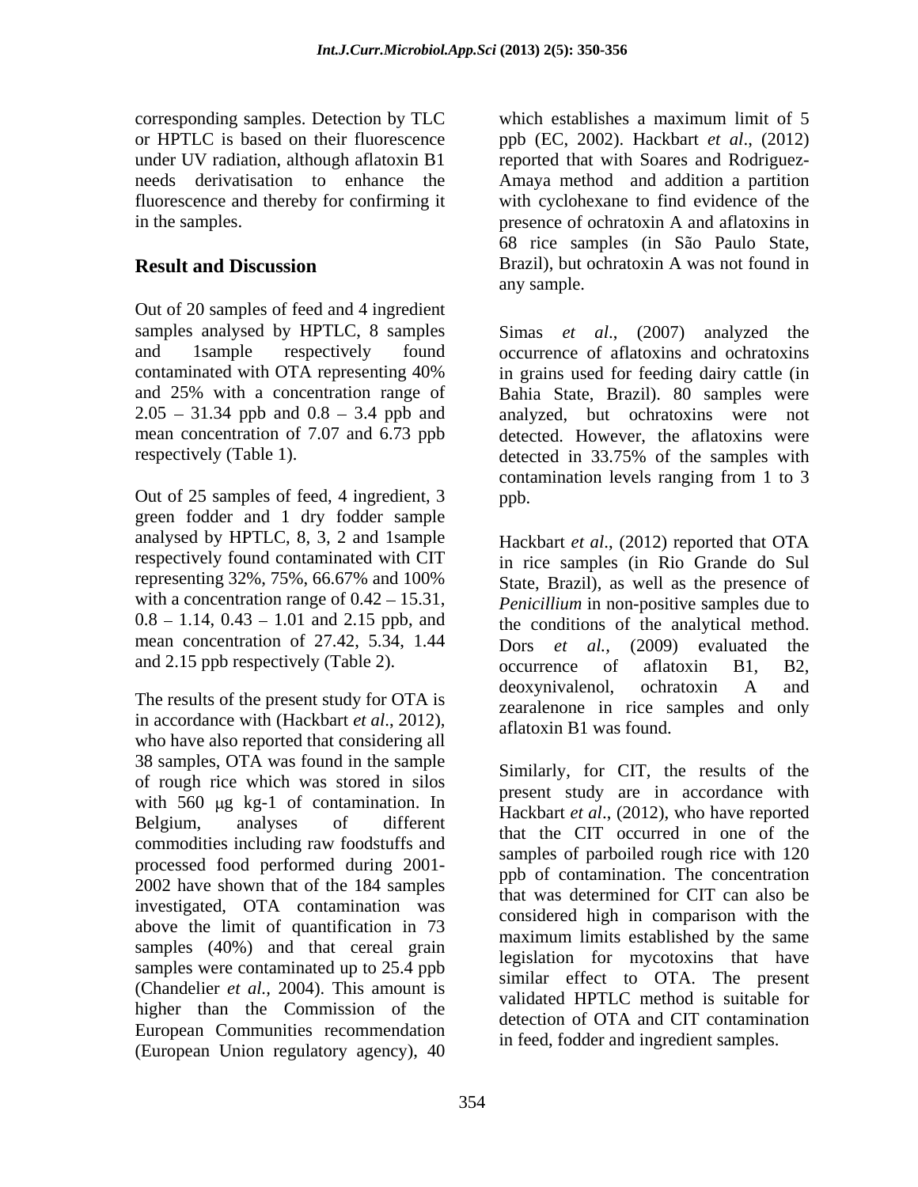corresponding samples. Detection by TLC or HPTLC is based on their fluorescence under UV radiation, although aflatoxin B1 needs derivatisation to enhance the fluorescence and thereby for confirming it in the samples.

## Result and Discussion

Out of 20 samples of feed and 4 ingredient samples analysed by HPTLC, 8 samples and 1sample respectively found contaminated with OTA representing 40% and 25% with a concentration range of 2.05 – 31.34 ppb and 0.8 – 3.4 ppb and mean concentration of 7.07 and 6.73 ppb respectively (Table 1).

Out of 25 samples of feed, 4 ingredient, 3 green fodder and 1 dry fodder sample analysed by HPTLC, 8, 3, 2 and 1sample respectively found contaminated with CIT representing 32%, 75%, 66.67% and 100% with a concentration range of 0.42 – 15.31, 0.8 – 1.14, 0.43 – 1.01 and 2.15 ppb, and mean concentration of 27.42, 5.34, 1.44 and 2.15 ppb respectively (Table 2).

The results of the present study for OTA is in accordance with (Hackbart *et al*., 2012), who have also reported that considering all 38 samples, OTA was found in the sample of rough rice which was stored in silos with 560 μg kg-1 of contamination. In Belgium, analyses of different commodities including raw foodstuffs and processed food performed during 2001-2002 have shown that of the 184 samples investigated, OTA contamination was above the limit of quantification in 73 samples (40%) and that cereal grain samples were contaminated up to 25.4 ppb (Chandelier *et al.,* 2004). This amount is higher than the Commission of the European Communities recommendation (European Union regulatory agency), 40 which establishes a maximum limit of 5 ppb (EC, 2002). Hackbart *et al*., (2012) reported that with Soares and Rodriguez-Amaya method and addition a partition with cyclohexane to find evidence of the presence of ochratoxin A and aflatoxins in 68 rice samples (in São Paulo State, Brazil), but ochratoxin A was not found in any sample.

Simas *et al*., (2007) analyzed the occurrence of aflatoxins and ochratoxins in grains used for feeding dairy cattle (in Bahia State, Brazil). 80 samples were analyzed, but ochratoxins were not detected. However, the aflatoxins were detected in 33.75% of the samples with contamination levels ranging from 1 to 3 ppb.

Hackbart *et al*., (2012) reported that OTA in rice samples (in Rio Grande do Sul State, Brazil), as well as the presence of *Penicillium* in non-positive samples due to the conditions of the analytical method. Dors *et al.,* (2009) evaluated the occurrence of aflatoxin B1, B2, deoxynivalenol, ochratoxin A and zearalenone in rice samples and only aflatoxin B1 was found.

Similarly, for CIT, the results of the present study are in accordance with Hackbart *et al*., (2012), who have reported that the CIT occurred in one of the samples of parboiled rough rice with 120 ppb of contamination. The concentration that was determined for CIT can also be considered high in comparison with the maximum limits established by the same legislation for mycotoxins that have similar effect to OTA. The present validated HPTLC method is suitable for detection of OTA and CIT contamination in feed, fodder and ingredient samples.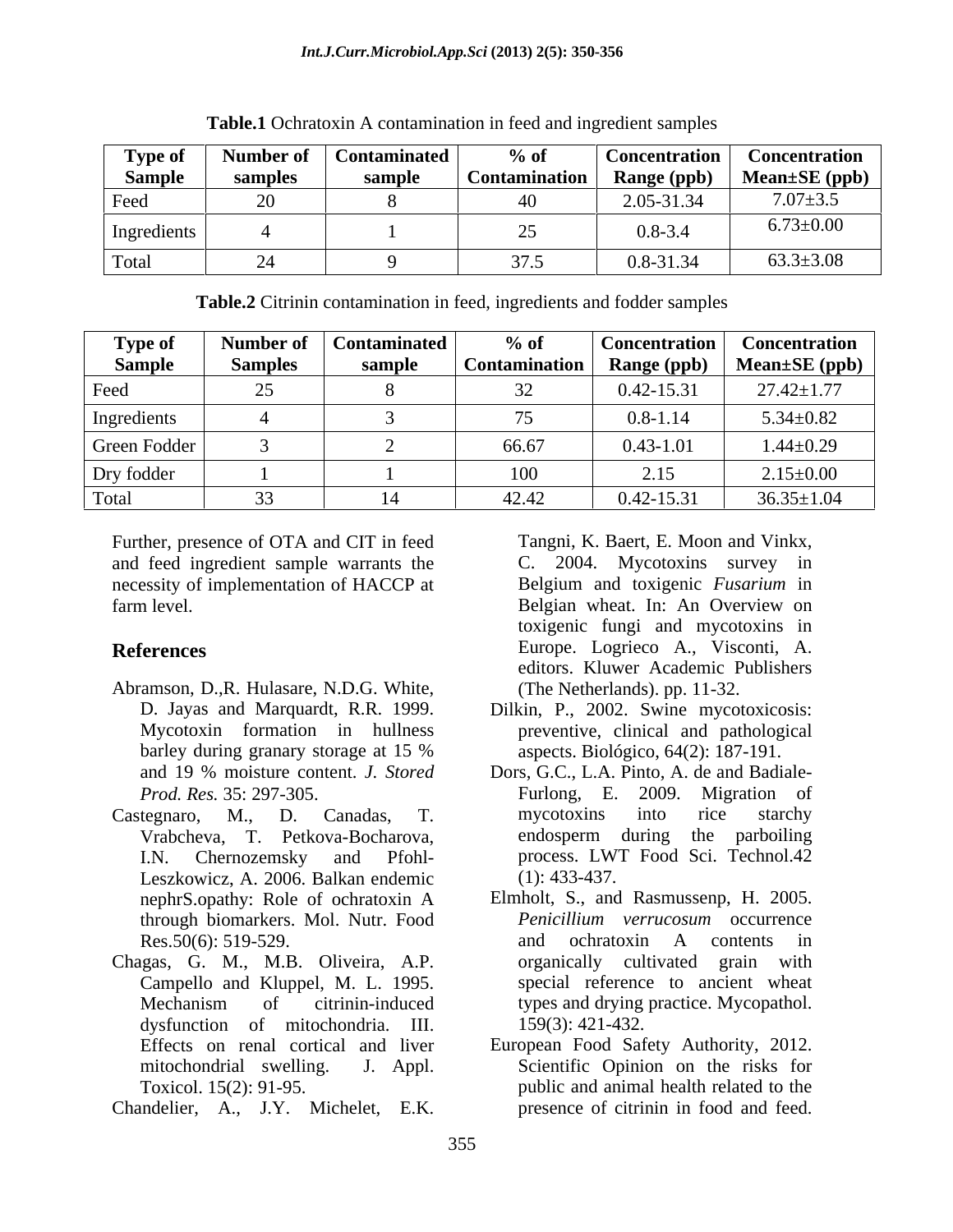**Table.1** Ochratoxin A contamination in feed and ingredient samples

| Type of Sample | Number of samples | Contaminated sample | % of Contamination | Concentration Range (ppb) | Concentration Mean±SE (ppb) |
|---|---|---|---|---|---|
| Feed | 20 | 8 | 40 | 2.05-31.34 | 7.07±3.5 |
| Ingredients | 4 | 1 | 25 | 0.8-3.4 | 6.73±0.00 |
| Total | 24 | 9 | 37.5 | 0.8-31.34 | 63.3±3.08 |

**Table.2** Citrinin contamination in feed, ingredients and fodder samples

| Type of Sample | Number of Samples | Contaminated sample | % of Contamination | Concentration Range (ppb) | Concentration Mean±SE (ppb) |
|---|---|---|---|---|---|
| Feed | 25 | 8 | 32 | 0.42-15.31 | 27.42±1.77 |
| Ingredients | 4 | 3 | 75 | 0.8-1.14 | 5.34±0.82 |
| Green Fodder | 3 | 2 | 66.67 | 0.43-1.01 | 1.44±0.29 |
| Dry fodder | 1 | 1 | 100 | 2.15 | 2.15±0.00 |
| Total | 33 | 14 | 42.42 | 0.42-15.31 | 36.35±1.04 |

Further, presence of OTA and CIT in feed and feed ingredient sample warrants the necessity of implementation of HACCP at farm level.

## References

Abramson, D.,R. Hulasare, N.D.G. White, D. Jayas and Marquardt, R.R. 1999. Mycotoxin formation in hullness barley during granary storage at 15 % and 19 % moisture content. *J. Stored Prod. Res.* 35: 297-305.

Castegnaro, M., D. Canadas, T. Vrabcheva, T. Petkova-Bocharova, I.N. Chernozemsky and Pfohl-Leszkowicz, A. 2006. Balkan endemic nephrS.opathy: Role of ochratoxin A through biomarkers. Mol. Nutr. Food Res.50(6): 519-529.

Chagas, G. M., M.B. Oliveira, A.P. Campello and Kluppel, M. L. 1995. Mechanism of citrinin-induced dysfunction of mitochondria. III. Effects on renal cortical and liver mitochondrial swelling. J. Appl. Toxicol. 15(2): 91-95.

Chandelier, A., J.Y. Michelet, E.K. Tangni, K. Baert, E. Moon and Vinkx, C. 2004. Mycotoxins survey in Belgium and toxigenic *Fusarium* in Belgian wheat. In: An Overview on toxigenic fungi and mycotoxins in Europe. Logrieco A., Visconti, A. editors. Kluwer Academic Publishers (The Netherlands). pp. 11-32.

Dilkin, P., 2002. Swine mycotoxicosis: preventive, clinical and pathological aspects. Biológico, 64(2): 187-191.

Dors, G.C., L.A. Pinto, A. de and Badiale-Furlong, E. 2009. Migration of mycotoxins into rice starchy endosperm during the parboiling process. LWT Food Sci. Technol.42 (1): 433-437.

Elmholt, S., and Rasmussenp, H. 2005. *Penicillium verrucosum* occurrence and ochratoxin A contents in organically cultivated grain with special reference to ancient wheat types and drying practice. Mycopathol. 159(3): 421-432.

European Food Safety Authority, 2012. Scientific Opinion on the risks for public and animal health related to the presence of citrinin in food and feed.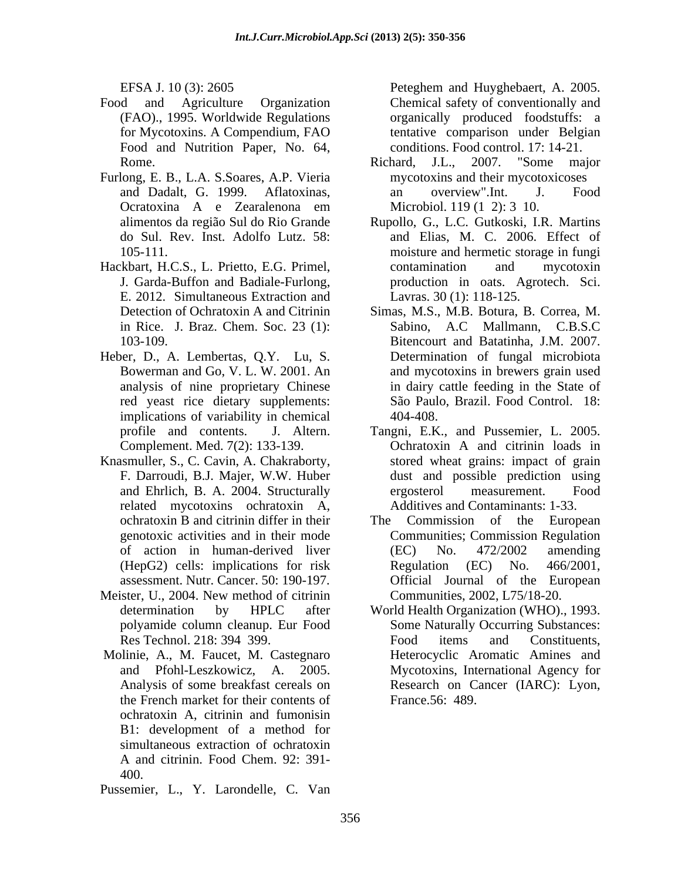EFSA J. 10 (3): 2605

Food and Agriculture Organization (FAO)., 1995. Worldwide Regulations for Mycotoxins. A Compendium, FAO Food and Nutrition Paper, No. 64, Rome.

Furlong, E. B., L.A. S.Soares, A.P. Vieria and Dadalt, G. 1999. Aflatoxinas, Ocratoxina A e Zearalenona em alimentos da região Sul do Rio Grande do Sul. Rev. Inst. Adolfo Lutz. 58: 105-111.

Hackbart, H.C.S., L. Prietto, E.G. Primel, J. Garda-Buffon and Badiale-Furlong, E. 2012. Simultaneous Extraction and Detection of Ochratoxin A and Citrinin in Rice. J. Braz. Chem. Soc. 23 (1): 103-109.

Heber, D., A. Lembertas, Q.Y. Lu, S. Bowerman and Go, V. L. W. 2001. An analysis of nine proprietary Chinese red yeast rice dietary supplements: implications of variability in chemical profile and contents. J. Altern. Complement. Med. 7(2): 133-139.

Knasmuller, S., C. Cavin, A. Chakraborty, F. Darroudi, B.J. Majer, W.W. Huber and Ehrlich, B. A. 2004. Structurally related mycotoxins ochratoxin A, ochratoxin B and citrinin differ in their genotoxic activities and in their mode of action in human-derived liver (HepG2) cells: implications for risk assessment. Nutr. Cancer. 50: 190-197.

Meister, U., 2004. New method of citrinin determination by HPLC after polyamide column cleanup. Eur Food Res Technol. 218: 394 399.

Molinie, A., M. Faucet, M. Castegnaro and Pfohl-Leszkowicz, A. 2005. Analysis of some breakfast cereals on the French market for their contents of ochratoxin A, citrinin and fumonisin B1: development of a method for simultaneous extraction of ochratoxin A and citrinin. Food Chem. 92: 391-400.

Pussemier, L., Y. Larondelle, C. Van Peteghem and Huyghebaert, A. 2005. Chemical safety of conventionally and organically produced foodstuffs: a tentative comparison under Belgian conditions. Food control. 17: 14-21.

Richard, J.L., 2007. "Some major mycotoxins and their mycotoxicoses an overview".Int. J. Food Microbiol. 119 (1 2): 3 10.

Rupollo, G., L.C. Gutkoski, I.R. Martins and Elias, M. C. 2006. Effect of moisture and hermetic storage in fungi contamination and mycotoxin production in oats. Agrotech. Sci. Lavras. 30 (1): 118-125.

Simas, M.S., M.B. Botura, B. Correa, M. Sabino, A.C Mallmann, C.B.S.C Bitencourt and Batatinha, J.M. 2007. Determination of fungal microbiota and mycotoxins in brewers grain used in dairy cattle feeding in the State of São Paulo, Brazil. Food Control. 18: 404-408.

Tangni, E.K., and Pussemier, L. 2005. Ochratoxin A and citrinin loads in stored wheat grains: impact of grain dust and possible prediction using ergosterol measurement. Food Additives and Contaminants: 1-33.

The Commission of the European Communities; Commission Regulation (EC) No. 472/2002 amending Regulation (EC) No. 466/2001, Official Journal of the European Communities, 2002, L75/18-20.

World Health Organization (WHO)., 1993. Some Naturally Occurring Substances: Food items and Constituents, Heterocyclic Aromatic Amines and Mycotoxins, International Agency for Research on Cancer (IARC): Lyon, France.56: 489.